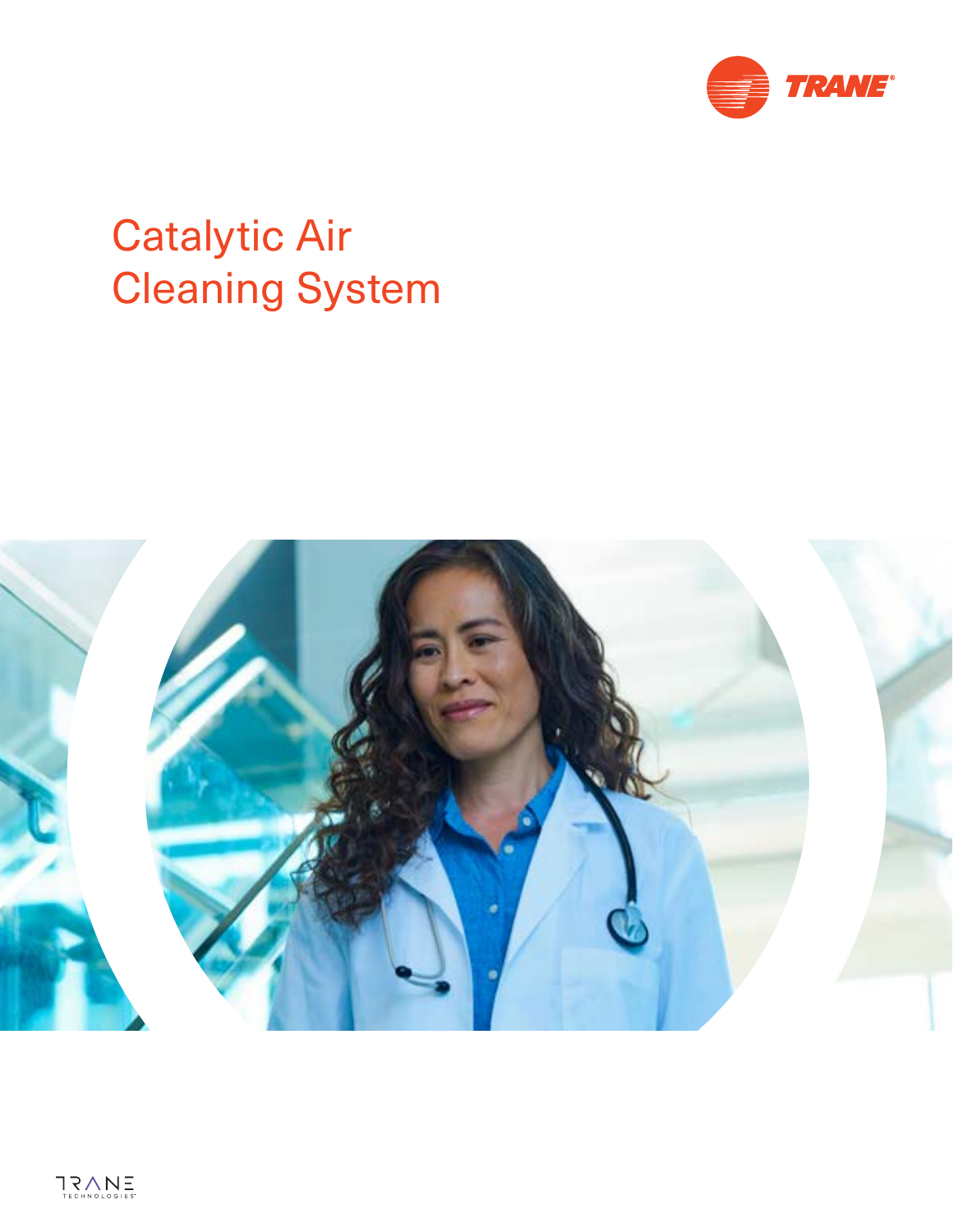# Catalytic Air Cleaning System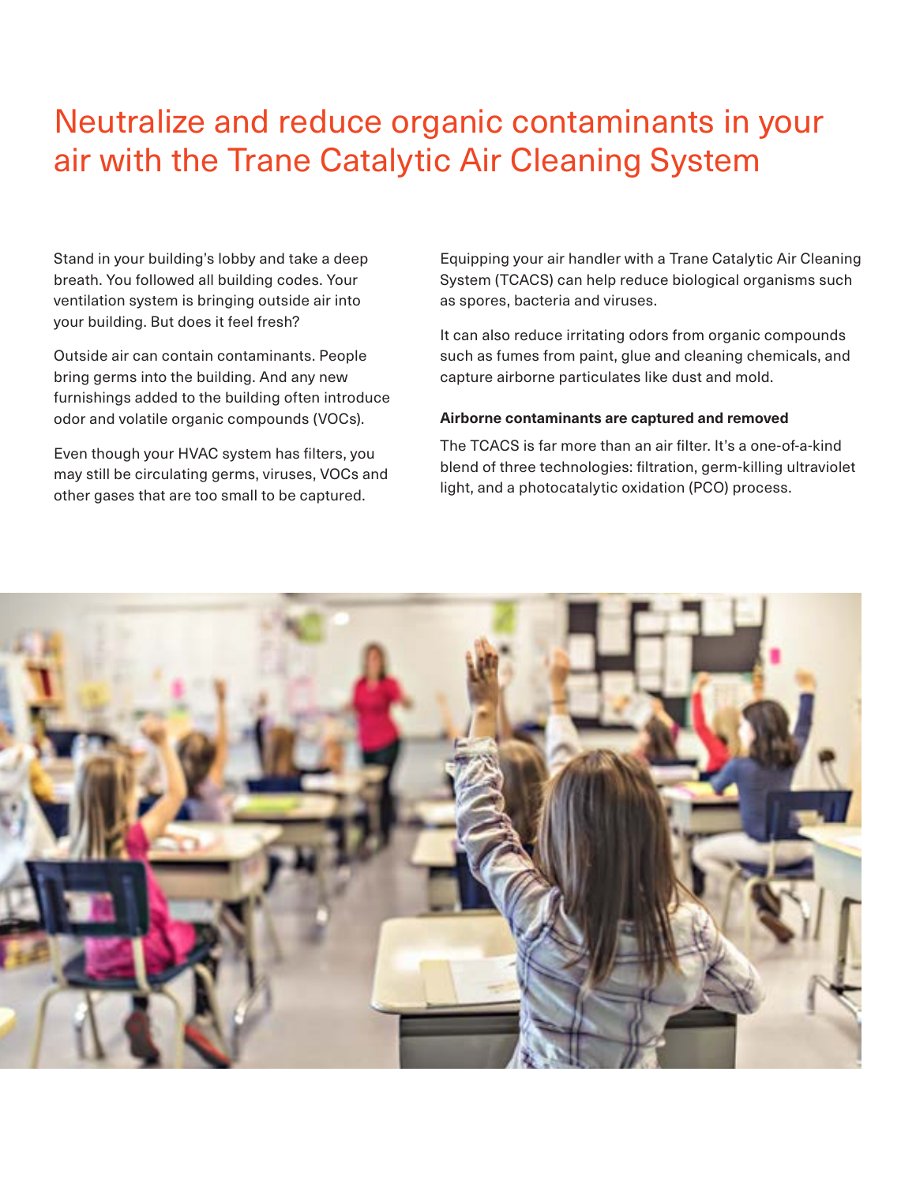# Neutralize and reduce organic contaminants in your air with the Trane Catalytic Air Cleaning System

Stand in your building's lobby and take a deep breath. You followed all building codes. Your ventilation system is bringing outside air into your building. But does it feel fresh?

Outside air can contain contaminants. People bring germs into the building. And any new furnishings added to the building often introduce odor and volatile organic compounds (VOCs).

Even though your HVAC system has filters, you may still be circulating germs, viruses, VOCs and other gases that are too small to be captured.

Equipping your air handler with a Trane Catalytic Air Cleaning System (TCACS) can help reduce biological organisms such as spores, bacteria and viruses.

It can also reduce irritating odors from organic compounds such as fumes from paint, glue and cleaning chemicals, and capture airborne particulates like dust and mold.

**Airborne contaminants are captured and removed**

The TCACS is far more than an air filter. It's a one-of-a-kind blend of three technologies: filtration, germ-killing ultraviolet light, and a photocatalytic oxidation (PCO) process.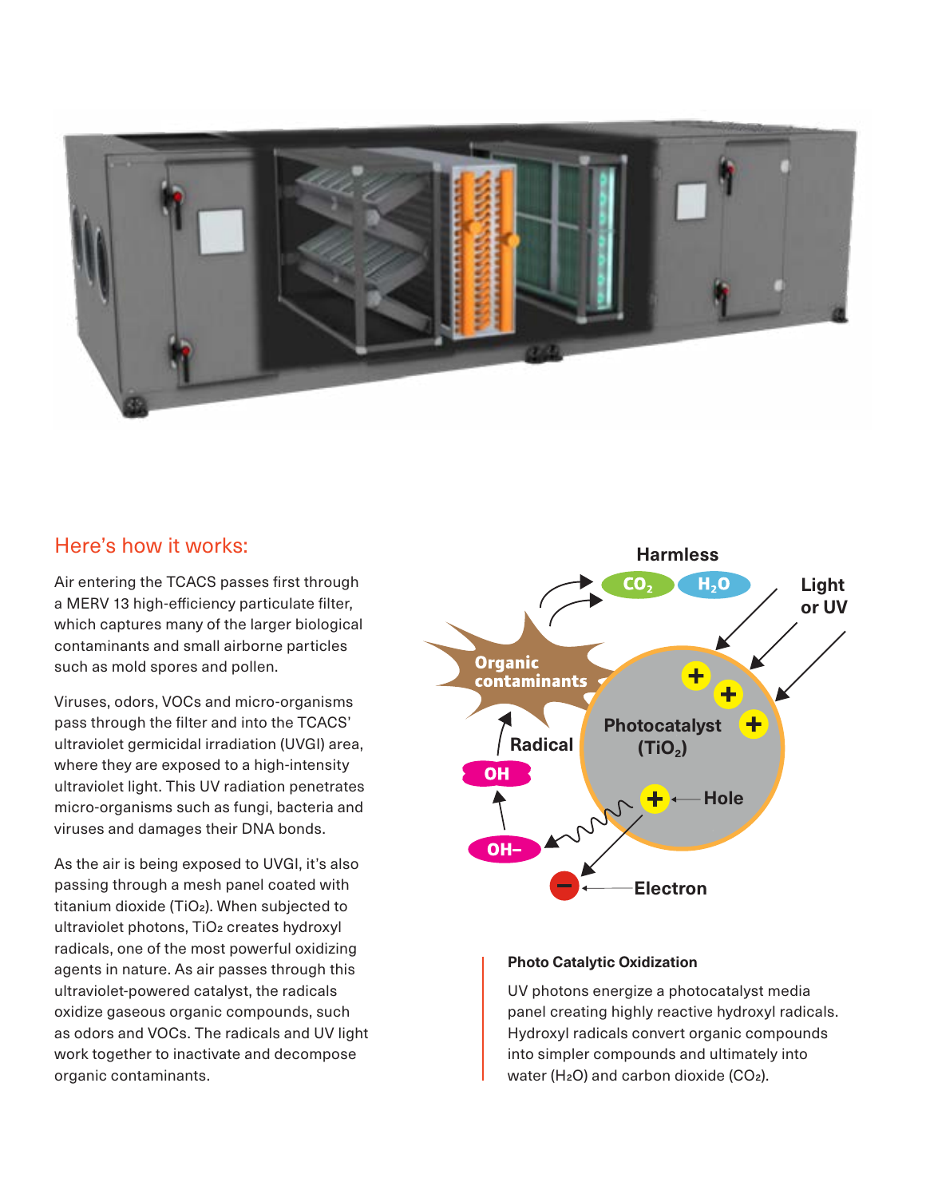## Here's how it works:

Air entering the TCACS passes first through a MERV 13 high-efficiency particulate filter, which captures many of the larger biological contaminants and small airborne particles such as mold spores and pollen.

Viruses, odors, VOCs and micro-organisms pass through the filter and into the TCACS' ultraviolet germicidal irradiation (UVGI) area, where they are exposed to a high-intensity ultraviolet light. This UV radiation penetrates micro-organisms such as fungi, bacteria and viruses and damages their DNA bonds.

As the air is being exposed to UVGI, it's also passing through a mesh panel coated with titanium dioxide ($TiO_2$). When subjected to ultraviolet photons, $TiO_2$ creates hydroxyl radicals, one of the most powerful oxidizing agents in nature. As air passes through this ultraviolet-powered catalyst, the radicals oxidize gaseous organic compounds, such as odors and VOCs. The radicals and UV light work together to inactivate and decompose organic contaminants.

Harmless $CO_2$ $H_2O$

Light or UV

Organic contaminants

Photocatalyst ($TiO_2$)

Radical

OH

OH–

Hole

Electron

**Photo Catalytic Oxidization**

UV photons energize a photocatalyst media panel creating highly reactive hydroxyl radicals. Hydroxyl radicals convert organic compounds into simpler compounds and ultimately into water ($H_2O$) and carbon dioxide ($CO_2$).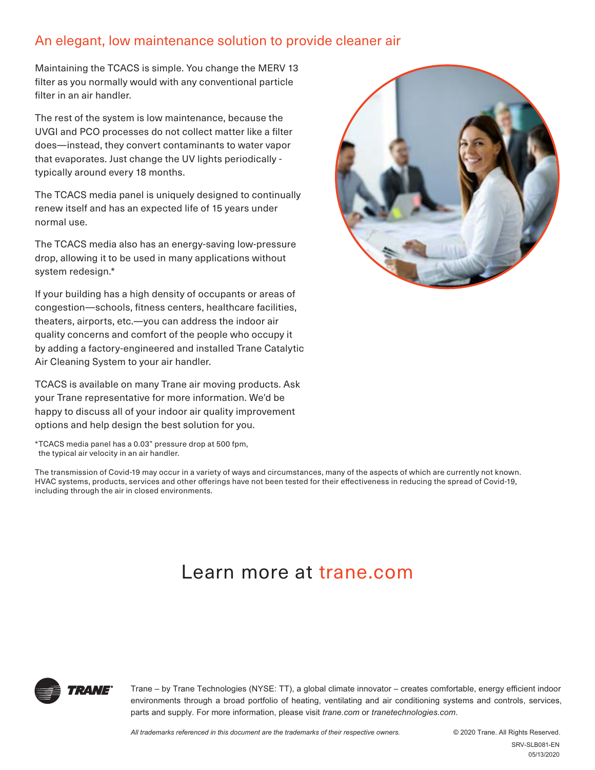## An elegant, low maintenance solution to provide cleaner air

Maintaining the TCACS is simple. You change the MERV 13 filter as you normally would with any conventional particle filter in an air handler.

The rest of the system is low maintenance, because the UVGI and PCO processes do not collect matter like a filter does—instead, they convert contaminants to water vapor that evaporates. Just change the UV lights periodically - typically around every 18 months.

The TCACS media panel is uniquely designed to continually renew itself and has an expected life of 15 years under normal use.

The TCACS media also has an energy-saving low-pressure drop, allowing it to be used in many applications without system redesign.*

If your building has a high density of occupants or areas of congestion—schools, fitness centers, healthcare facilities, theaters, airports, etc.—you can address the indoor air quality concerns and comfort of the people who occupy it by adding a factory-engineered and installed Trane Catalytic Air Cleaning System to your air handler.

TCACS is available on many Trane air moving products. Ask your Trane representative for more information. We'd be happy to discuss all of your indoor air quality improvement options and help design the best solution for you.

*TCACS media panel has a 0.03" pressure drop at 500 fpm, the typical air velocity in an air handler.

The transmission of Covid-19 may occur in a variety of ways and circumstances, many of the aspects of which are currently not known. HVAC systems, products, services and other offerings have not been tested for their effectiveness in reducing the spread of Covid-19, including through the air in closed environments.

# Learn more at trane.com

Trane – by Trane Technologies (NYSE: TT), a global climate innovator – creates comfortable, energy efficient indoor environments through a broad portfolio of heating, ventilating and air conditioning systems and controls, services, parts and supply. For more information, please visit *trane.com* or *tranetechnologies.com*.

*All trademarks referenced in this document are the trademarks of their respective owners.*

© 2020 Trane. All Rights Reserved.

SRV-SLB081-EN
05/13/2020